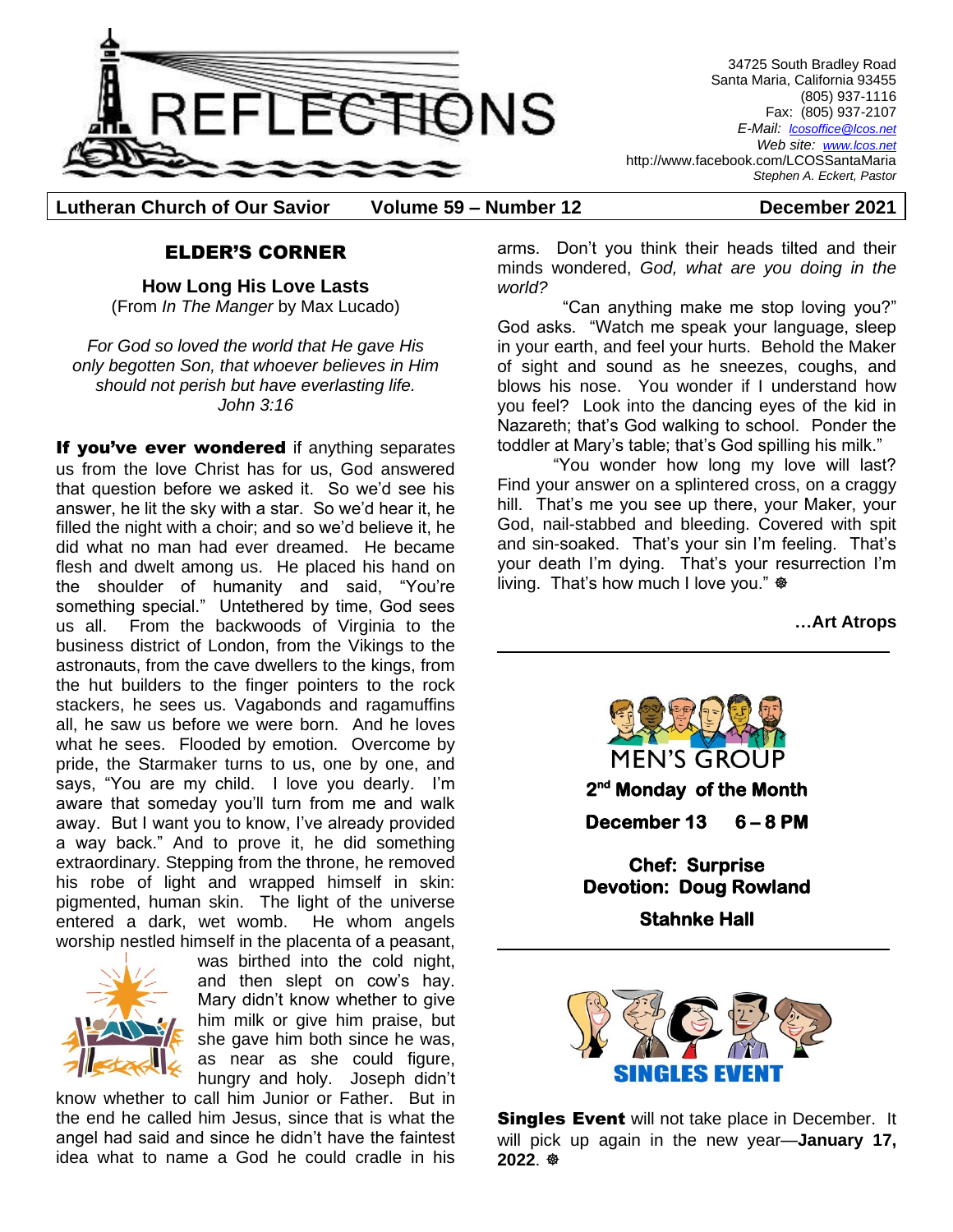# REFLECTIONS

34725 South Bradley Road
Santa Maria, California 93455
(805) 937-1116
Fax: (805) 937-2107
*E-Mail: lcosoffice@lcos.net*
*Web site: www.lcos.net*
http://www.facebook.com/LCOSSantaMaria
*Stephen A. Eckert, Pastor*

**Lutheran Church of Our Savior** **Volume 59 – Number 12** **December 2021**

## ELDER'S CORNER

### How Long His Love Lasts

(From *In The Manger* by Max Lucado)

*For God so loved the world that He gave His only begotten Son, that whoever believes in Him should not perish but have everlasting life.*
*John 3:16*

**If you've ever wondered** if anything separates us from the love Christ has for us, God answered that question before we asked it. So we'd see his answer, he lit the sky with a star. So we'd hear it, he filled the night with a choir; and so we'd believe it, he did what no man had ever dreamed. He became flesh and dwelt among us. He placed his hand on the shoulder of humanity and said, "You're something special." Untethered by time, God sees us all. From the backwoods of Virginia to the business district of London, from the Vikings to the astronauts, from the cave dwellers to the kings, from the hut builders to the finger pointers to the rock stackers, he sees us. Vagabonds and ragamuffins all, he saw us before we were born. And he loves what he sees. Flooded by emotion. Overcome by pride, the Starmaker turns to us, one by one, and says, "You are my child. I love you dearly. I'm aware that someday you'll turn from me and walk away. But I want you to know, I've already provided a way back." And to prove it, he did something extraordinary. Stepping from the throne, he removed his robe of light and wrapped himself in skin: pigmented, human skin. The light of the universe entered a dark, wet womb. He whom angels worship nestled himself in the placenta of a peasant, was birthed into the cold night, and then slept on cow's hay. Mary didn't know whether to give him milk or give him praise, but she gave him both since he was, as near as she could figure, hungry and holy. Joseph didn't know whether to call him Junior or Father. But in the end he called him Jesus, since that is what the angel had said and since he didn't have the faintest idea what to name a God he could cradle in his arms. Don't you think their heads tilted and their minds wondered, *God, what are you doing in the world?*

"Can anything make me stop loving you?" God asks. "Watch me speak your language, sleep in your earth, and feel your hurts. Behold the Maker of sight and sound as he sneezes, coughs, and blows his nose. You wonder if I understand how you feel? Look into the dancing eyes of the kid in Nazareth; that's God walking to school. Ponder the toddler at Mary's table; that's God spilling his milk."

"You wonder how long my love will last? Find your answer on a splintered cross, on a craggy hill. That's me you see up there, your Maker, your God, nail-stabbed and bleeding. Covered with spit and sin-soaked. That's your sin I'm feeling. That's your death I'm dying. That's your resurrection I'm living. That's how much I love you." ❆

**…Art Atrops**

---

## MEN'S GROUP

**2nd Monday of the Month**

**December 13 6 – 8 PM**

**Chef: Surprise**
**Devotion: Doug Rowland**

**Stahnke Hall**

---

## SINGLES EVENT

**Singles Event** will not take place in December. It will pick up again in the new year—**January 17, 2022**. ❆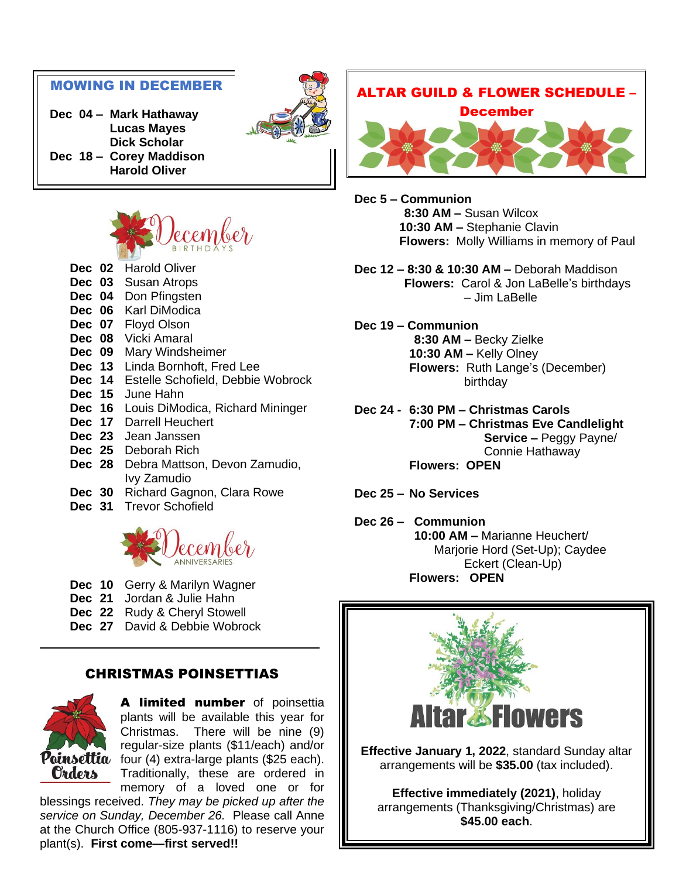## MOWING IN DECEMBER

**Dec 04 – Mark Hathaway**
**Lucas Mayes**
**Dick Scholar**
**Dec 18 – Corey Maddison**
**Harold Oliver**

## December BIRTHDAYS

**Dec 02** Harold Oliver
**Dec 03** Susan Atrops
**Dec 04** Don Pfingsten
**Dec 06** Karl DiModica
**Dec 07** Floyd Olson
**Dec 08** Vicki Amaral
**Dec 09** Mary Windsheimer
**Dec 13** Linda Bornhoft, Fred Lee
**Dec 14** Estelle Schofield, Debbie Wobrock
**Dec 15** June Hahn
**Dec 16** Louis DiModica, Richard Mininger
**Dec 17** Darrell Heuchert
**Dec 23** Jean Janssen
**Dec 25** Deborah Rich
**Dec 28** Debra Mattson, Devon Zamudio, Ivy Zamudio
**Dec 30** Richard Gagnon, Clara Rowe
**Dec 31** Trevor Schofield

## December ANNIVERSARIES

**Dec 10** Gerry & Marilyn Wagner
**Dec 21** Jordan & Julie Hahn
**Dec 22** Rudy & Cheryl Stowell
**Dec 27** David & Debbie Wobrock

## CHRISTMAS POINSETTIAS

Poinsettia Orders

**A limited number** of poinsettia plants will be available this year for Christmas. There will be nine (9) regular-size plants ($11/each) and/or four (4) extra-large plants ($25 each). Traditionally, these are ordered in memory of a loved one or for blessings received. *They may be picked up after the service on Sunday, December 26.* Please call Anne at the Church Office (805-937-1116) to reserve your plant(s). **First come—first served!!**

## ALTAR GUILD & FLOWER SCHEDULE – December

**Dec 5 – Communion**
**8:30 AM –** Susan Wilcox
**10:30 AM –** Stephanie Clavin
**Flowers:** Molly Williams in memory of Paul

**Dec 12 – 8:30 & 10:30 AM –** Deborah Maddison
**Flowers:** Carol & Jon LaBelle's birthdays – Jim LaBelle

**Dec 19 – Communion**
**8:30 AM –** Becky Zielke
**10:30 AM –** Kelly Olney
**Flowers:** Ruth Lange's (December) birthday

**Dec 24 - 6:30 PM – Christmas Carols**
**7:00 PM – Christmas Eve Candlelight Service –** Peggy Payne/ Connie Hathaway
**Flowers: OPEN**

**Dec 25 – No Services**

**Dec 26 – Communion**
**10:00 AM –** Marianne Heuchert/ Marjorie Hord (Set-Up); Caydee Eckert (Clean-Up)
**Flowers: OPEN**

## Altar Flowers

**Effective January 1, 2022**, standard Sunday altar arrangements will be **$35.00** (tax included).

**Effective immediately (2021)**, holiday arrangements (Thanksgiving/Christmas) are **$45.00 each**.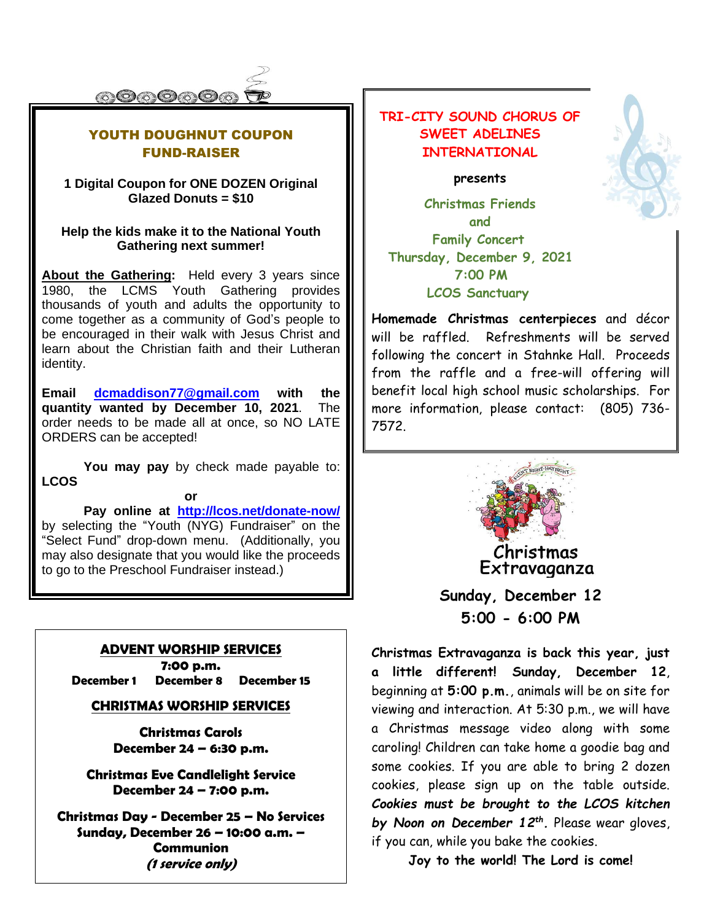## YOUTH DOUGHNUT COUPON FUND-RAISER

**1 Digital Coupon for ONE DOZEN Original Glazed Donuts = $10**

**Help the kids make it to the National Youth Gathering next summer!**

**About the Gathering:** Held every 3 years since 1980, the LCMS Youth Gathering provides thousands of youth and adults the opportunity to come together as a community of God's people to be encouraged in their walk with Jesus Christ and learn about the Christian faith and their Lutheran identity.

**Email [dcmaddison77@gmail.com](mailto:dcmaddison77@gmail.com) with the quantity wanted by December 10, 2021**. The order needs to be made all at once, so NO LATE ORDERS can be accepted!

**You may pay** by check made payable to: **LCOS**

**or**

**Pay online at [http://lcos.net/donate-now/](http://lcos.net/donate-now/)** by selecting the "Youth (NYG) Fundraiser" on the "Select Fund" drop-down menu. (Additionally, you may also designate that you would like the proceeds to go to the Preschool Fundraiser instead.)

## ADVENT WORSHIP SERVICES

**7:00 p.m.**

**December 1   December 8   December 15**

## CHRISTMAS WORSHIP SERVICES

**Christmas Carols**
**December 24 – 6:30 p.m.**

**Christmas Eve Candlelight Service**
**December 24 – 7:00 p.m.**

**Christmas Day - December 25 – No Services**
**Sunday, December 26 – 10:00 a.m. – Communion**
***(1 service only)***

## TRI-CITY SOUND CHORUS OF SWEET ADELINES INTERNATIONAL

**presents**

Christmas Friends
and
Family Concert
Thursday, December 9, 2021
7:00 PM
LCOS Sanctuary

**Homemade Christmas centerpieces** and décor will be raffled. Refreshments will be served following the concert in Stahnke Hall. Proceeds from the raffle and a free-will offering will benefit local high school music scholarships. For more information, please contact: (805) 736-7572.

## Christmas Extravaganza

**Sunday, December 12**
**5:00 - 6:00 PM**

**Christmas Extravaganza is back this year, just a little different! Sunday, December 12**, beginning at **5:00 p.m.**, animals will be on site for viewing and interaction. At 5:30 p.m., we will have a Christmas message video along with some caroling! Children can take home a goodie bag and some cookies. If you are able to bring 2 dozen cookies, please sign up on the table outside. ***Cookies must be brought to the LCOS kitchen by Noon on December 12th.*** Please wear gloves, if you can, while you bake the cookies.

**Joy to the world! The Lord is come!**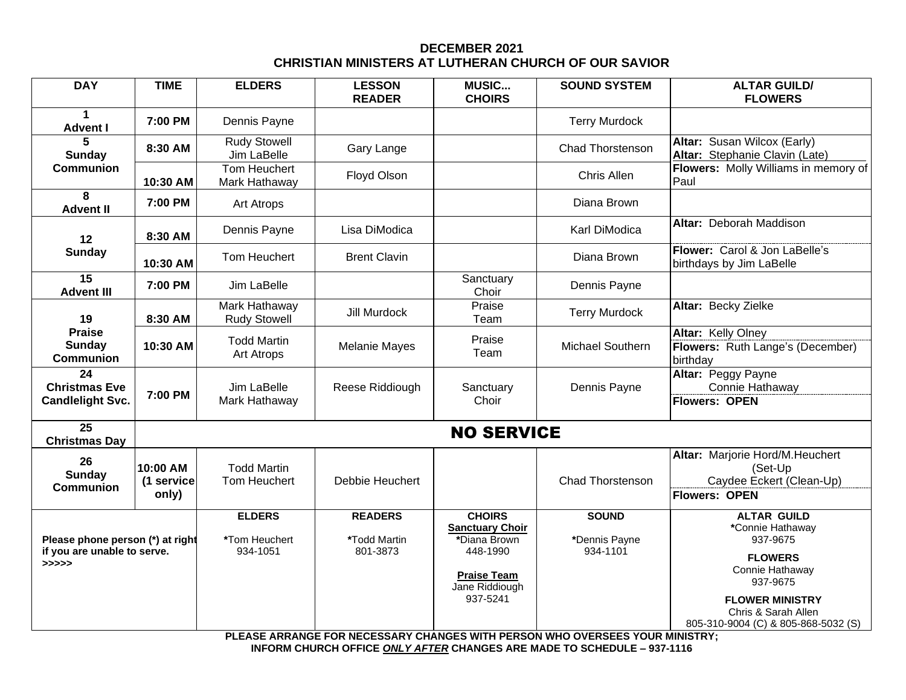**DECEMBER 2021**
**CHRISTIAN MINISTERS AT LUTHERAN CHURCH OF OUR SAVIOR**

| DAY | TIME | ELDERS | LESSON READER | MUSIC... CHOIRS | SOUND SYSTEM | ALTAR GUILD/ FLOWERS |
|---|---|---|---|---|---|---|
| **1 Advent I** | **7:00 PM** | Dennis Payne | | | Terry Murdock | |
| **5 Sunday Communion** | **8:30 AM** | Rudy Stowell Jim LaBelle | Gary Lange | | Chad Thorstenson | **Altar:** Susan Wilcox (Early) **Altar:** Stephanie Clavin (Late) |
| | **10:30 AM** | Tom Heuchert Mark Hathaway | Floyd Olson | | Chris Allen | **Flowers:** Molly Williams in memory of Paul |
| **8 Advent II** | **7:00 PM** | Art Atrops | | | Diana Brown | |
| **12 Sunday** | **8:30 AM** | Dennis Payne | Lisa DiModica | | Karl DiModica | **Altar:** Deborah Maddison |
| | **10:30 AM** | Tom Heuchert | Brent Clavin | | Diana Brown | **Flower:** Carol & Jon LaBelle's birthdays by Jim LaBelle |
| **15 Advent III** | **7:00 PM** | Jim LaBelle | | Sanctuary Choir | Dennis Payne | |
| **19 Praise Sunday Communion** | **8:30 AM** | Mark Hathaway Rudy Stowell | Jill Murdock | Praise Team | Terry Murdock | **Altar:** Becky Zielke |
| | **10:30 AM** | Todd Martin Art Atrops | Melanie Mayes | Praise Team | Michael Southern | **Altar:** Kelly Olney **Flowers:** Ruth Lange's (December) birthday |
| **24 Christmas Eve Candlelight Svc.** | **7:00 PM** | Jim LaBelle Mark Hathaway | Reese Riddiough | Sanctuary Choir | Dennis Payne | **Altar:** Peggy Payne Connie Hathaway **Flowers: OPEN** |
| **25 Christmas Day** | **NO SERVICE** | | | | | |
| **26 Sunday Communion** | **10:00 AM (1 service only)** | Todd Martin Tom Heuchert | Debbie Heuchert | | Chad Thorstenson | **Altar:** Marjorie Hord/M.Heuchert (Set-Up) Caydee Eckert (Clean-Up) **Flowers: OPEN** |
| **Please phone person (*) at right if you are unable to serve. >>>>>** | | **ELDERS** *Tom Heuchert 934-1051 | **READERS** *Todd Martin 801-3873 | **CHOIRS** **Sanctuary Choir** *Diana Brown 448-1990 **Praise Team** Jane Riddiough 937-5241 | **SOUND** *Dennis Payne 934-1101 | **ALTAR GUILD** *Connie Hathaway 937-9675 **FLOWERS** Connie Hathaway 937-9675 **FLOWER MINISTRY** Chris & Sarah Allen 805-310-9004 (C) & 805-868-5032 (S) |

**PLEASE ARRANGE FOR NECESSARY CHANGES WITH PERSON WHO OVERSEES YOUR MINISTRY;**
**INFORM CHURCH OFFICE *ONLY AFTER* CHANGES ARE MADE TO SCHEDULE – 937-1116**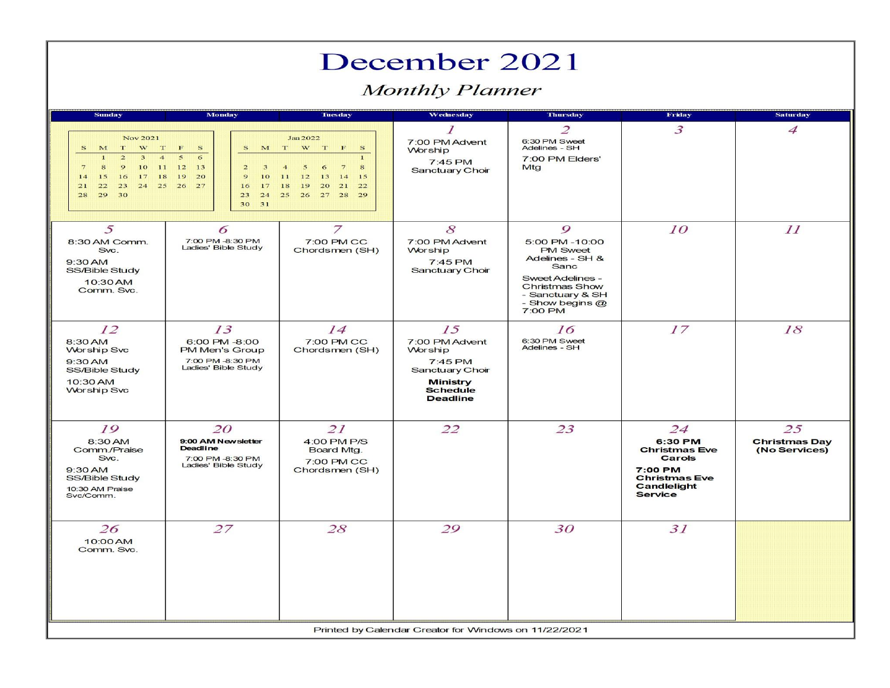# December 2021

## *Monthly Planner*

| Sunday | Monday | Tuesday | Wednesday | Thursday | Friday | Saturday |
|---|---|---|---|---|---|---|
| | | | 1<br>7:00 PM Advent Worship<br>7:45 PM Sanctuary Choir | 2<br>6:30 PM Sweet Adelines - SH<br>7:00 PM Elders' Mtg | 3 | 4 |
| 5<br>8:30 AM Comm. Svc.<br>9:30 AM SS/Bible Study<br>10:30 AM Comm. Svc. | 6<br>7:00 PM -8:30 PM Ladies' Bible Study | 7<br>7:00 PM CC Chordsmen (SH) | 8<br>7:00 PM Advent Worship<br>7:45 PM Sanctuary Choir | 9<br>5:00 PM -10:00 PM Sweet Adelines - SH & Sanc<br>Sweet Adelines - Christmas Show - Sanctuary & SH - Show begins @ 7:00 PM | 10 | 11 |
| 12<br>8:30 AM Worship Svc<br>9:30 AM SS/Bible Study<br>10:30 AM Worship Svc | 13<br>6:00 PM -8:00 PM Men's Group<br>7:00 PM -8:30 PM Ladies' Bible Study | 14<br>7:00 PM CC Chordsmen (SH) | 15<br>7:00 PM Advent Worship<br>7:45 PM Sanctuary Choir<br>**Ministry Schedule Deadline** | 16<br>6:30 PM Sweet Adelines - SH | 17 | 18 |
| 19<br>8:30 AM Comm./Praise Svc.<br>9:30 AM SS/Bible Study<br>10:30 AM Praise Svc/Comm. | 20<br>**9:00 AM Newsletter Deadline**<br>7:00 PM -8:30 PM Ladies' Bible Study | 21<br>4:00 PM P/S Board Mtg.<br>7:00 PM CC Chordsmen (SH) | 22 | 23 | 24<br>**6:30 PM Christmas Eve Carols**<br>**7:00 PM Christmas Eve Candlelight Service** | 25<br>**Christmas Day (No Services)** |
| 26<br>10:00 AM Comm. Svc. | 27 | 28 | 29 | 30 | 31 | |

Nov 2021

| S | M | T | W | T | F | S |
|---|---|---|---|---|---|---|
| | 1 | 2 | 3 | 4 | 5 | 6 |
| 7 | 8 | 9 | 10 | 11 | 12 | 13 |
| 14 | 15 | 16 | 17 | 18 | 19 | 20 |
| 21 | 22 | 23 | 24 | 25 | 26 | 27 |
| 28 | 29 | 30 | | | | |

Jan 2022

| S | M | T | W | T | F | S |
|---|---|---|---|---|---|---|
| | | | | | | 1 |
| 2 | 3 | 4 | 5 | 6 | 7 | 8 |
| 9 | 10 | 11 | 12 | 13 | 14 | 15 |
| 16 | 17 | 18 | 19 | 20 | 21 | 22 |
| 23 | 24 | 25 | 26 | 27 | 28 | 29 |
| 30 | 31 | | | | | |

Printed by Calendar Creator for Windows on 11/22/2021